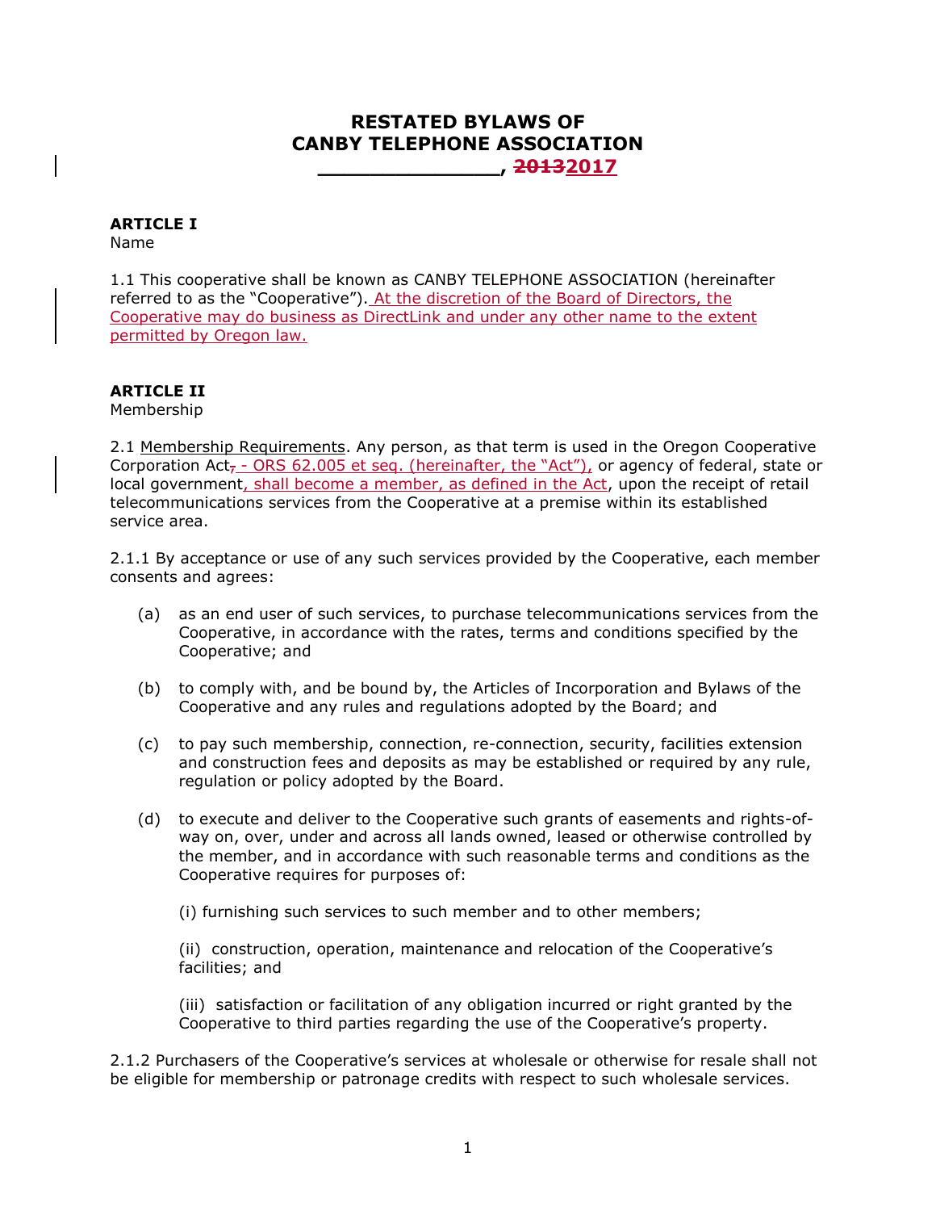# RESTATED BYLAWS OF CANBY TELEPHONE ASSOCIATION

**_______________, ~~2013~~2017**

**ARTICLE I**
Name

1.1 This cooperative shall be known as CANBY TELEPHONE ASSOCIATION (hereinafter referred to as the "Cooperative"). At the discretion of the Board of Directors, the Cooperative may do business as DirectLink and under any other name to the extent permitted by Oregon law.

**ARTICLE II**
Membership

2.1 Membership Requirements. Any person, as that term is used in the Oregon Cooperative Corporation Act~~,~~ - ORS 62.005 et seq. (hereinafter, the "Act"), or agency of federal, state or local government, shall become a member, as defined in the Act, upon the receipt of retail telecommunications services from the Cooperative at a premise within its established service area.

2.1.1 By acceptance or use of any such services provided by the Cooperative, each member consents and agrees:

(a) as an end user of such services, to purchase telecommunications services from the Cooperative, in accordance with the rates, terms and conditions specified by the Cooperative; and

(b) to comply with, and be bound by, the Articles of Incorporation and Bylaws of the Cooperative and any rules and regulations adopted by the Board; and

(c) to pay such membership, connection, re-connection, security, facilities extension and construction fees and deposits as may be established or required by any rule, regulation or policy adopted by the Board.

(d) to execute and deliver to the Cooperative such grants of easements and rights-of-way on, over, under and across all lands owned, leased or otherwise controlled by the member, and in accordance with such reasonable terms and conditions as the Cooperative requires for purposes of:

(i) furnishing such services to such member and to other members;

(ii) construction, operation, maintenance and relocation of the Cooperative's facilities; and

(iii) satisfaction or facilitation of any obligation incurred or right granted by the Cooperative to third parties regarding the use of the Cooperative's property.

2.1.2 Purchasers of the Cooperative's services at wholesale or otherwise for resale shall not be eligible for membership or patronage credits with respect to such wholesale services.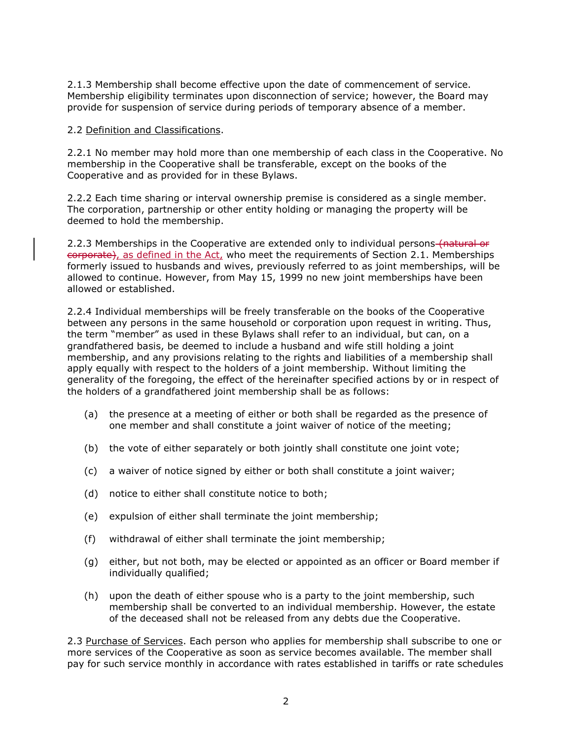2.1.3 Membership shall become effective upon the date of commencement of service. Membership eligibility terminates upon disconnection of service; however, the Board may provide for suspension of service during periods of temporary absence of a member.

2.2 Definition and Classifications.

2.2.1 No member may hold more than one membership of each class in the Cooperative. No membership in the Cooperative shall be transferable, except on the books of the Cooperative and as provided for in these Bylaws.

2.2.2 Each time sharing or interval ownership premise is considered as a single member. The corporation, partnership or other entity holding or managing the property will be deemed to hold the membership.

2.2.3 Memberships in the Cooperative are extended only to individual persons ~~(natural or corporate)~~, as defined in the Act, who meet the requirements of Section 2.1. Memberships formerly issued to husbands and wives, previously referred to as joint memberships, will be allowed to continue. However, from May 15, 1999 no new joint memberships have been allowed or established.

2.2.4 Individual memberships will be freely transferable on the books of the Cooperative between any persons in the same household or corporation upon request in writing. Thus, the term "member" as used in these Bylaws shall refer to an individual, but can, on a grandfathered basis, be deemed to include a husband and wife still holding a joint membership, and any provisions relating to the rights and liabilities of a membership shall apply equally with respect to the holders of a joint membership. Without limiting the generality of the foregoing, the effect of the hereinafter specified actions by or in respect of the holders of a grandfathered joint membership shall be as follows:

(a) the presence at a meeting of either or both shall be regarded as the presence of one member and shall constitute a joint waiver of notice of the meeting;

(b) the vote of either separately or both jointly shall constitute one joint vote;

(c) a waiver of notice signed by either or both shall constitute a joint waiver;

(d) notice to either shall constitute notice to both;

(e) expulsion of either shall terminate the joint membership;

(f) withdrawal of either shall terminate the joint membership;

(g) either, but not both, may be elected or appointed as an officer or Board member if individually qualified;

(h) upon the death of either spouse who is a party to the joint membership, such membership shall be converted to an individual membership. However, the estate of the deceased shall not be released from any debts due the Cooperative.

2.3 Purchase of Services. Each person who applies for membership shall subscribe to one or more services of the Cooperative as soon as service becomes available. The member shall pay for such service monthly in accordance with rates established in tariffs or rate schedules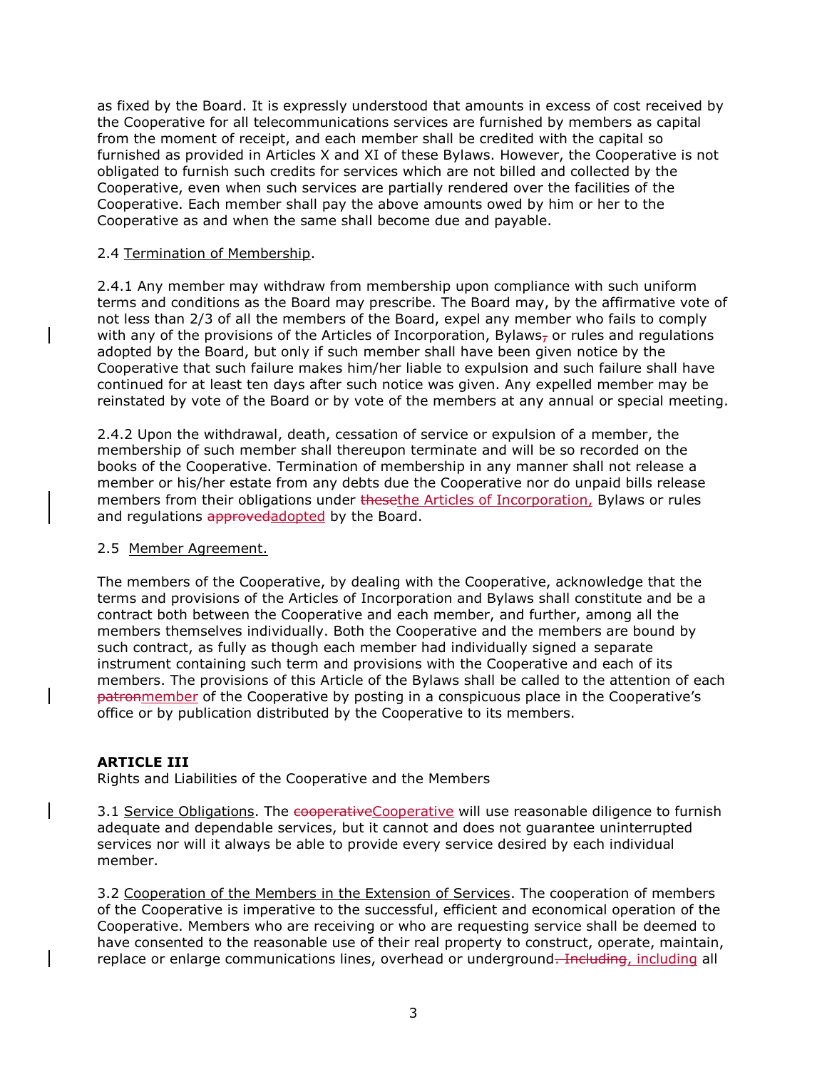as fixed by the Board. It is expressly understood that amounts in excess of cost received by the Cooperative for all telecommunications services are furnished by members as capital from the moment of receipt, and each member shall be credited with the capital so furnished as provided in Articles X and XI of these Bylaws. However, the Cooperative is not obligated to furnish such credits for services which are not billed and collected by the Cooperative, even when such services are partially rendered over the facilities of the Cooperative. Each member shall pay the above amounts owed by him or her to the Cooperative as and when the same shall become due and payable.

2.4 Termination of Membership.

2.4.1 Any member may withdraw from membership upon compliance with such uniform terms and conditions as the Board may prescribe. The Board may, by the affirmative vote of not less than 2/3 of all the members of the Board, expel any member who fails to comply with any of the provisions of the Articles of Incorporation, Bylaws~~,~~ or rules and regulations adopted by the Board, but only if such member shall have been given notice by the Cooperative that such failure makes him/her liable to expulsion and such failure shall have continued for at least ten days after such notice was given. Any expelled member may be reinstated by vote of the Board or by vote of the members at any annual or special meeting.

2.4.2 Upon the withdrawal, death, cessation of service or expulsion of a member, the membership of such member shall thereupon terminate and will be so recorded on the books of the Cooperative. Termination of membership in any manner shall not release a member or his/her estate from any debts due the Cooperative nor do unpaid bills release members from their obligations under ~~these~~the Articles of Incorporation, Bylaws or rules and regulations ~~approved~~adopted by the Board.

2.5 Member Agreement.

The members of the Cooperative, by dealing with the Cooperative, acknowledge that the terms and provisions of the Articles of Incorporation and Bylaws shall constitute and be a contract both between the Cooperative and each member, and further, among all the members themselves individually. Both the Cooperative and the members are bound by such contract, as fully as though each member had individually signed a separate instrument containing such term and provisions with the Cooperative and each of its members. The provisions of this Article of the Bylaws shall be called to the attention of each ~~patron~~member of the Cooperative by posting in a conspicuous place in the Cooperative's office or by publication distributed by the Cooperative to its members.

**ARTICLE III**
Rights and Liabilities of the Cooperative and the Members

3.1 Service Obligations. The ~~cooperative~~Cooperative will use reasonable diligence to furnish adequate and dependable services, but it cannot and does not guarantee uninterrupted services nor will it always be able to provide every service desired by each individual member.

3.2 Cooperation of the Members in the Extension of Services. The cooperation of members of the Cooperative is imperative to the successful, efficient and economical operation of the Cooperative. Members who are receiving or who are requesting service shall be deemed to have consented to the reasonable use of their real property to construct, operate, maintain, replace or enlarge communications lines, overhead or underground~~. Including~~, including all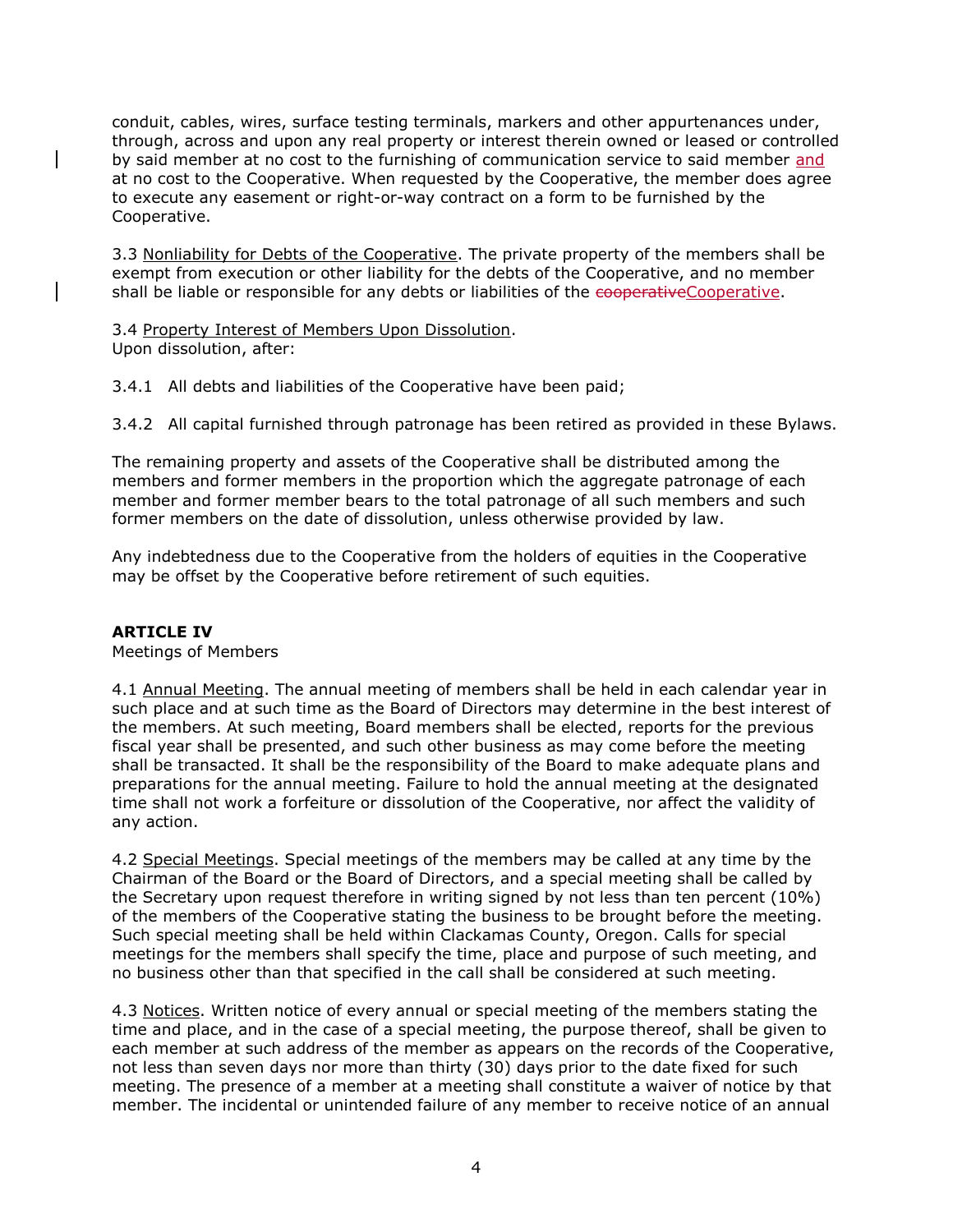conduit, cables, wires, surface testing terminals, markers and other appurtenances under, through, across and upon any real property or interest therein owned or leased or controlled by said member at no cost to the furnishing of communication service to said member and at no cost to the Cooperative. When requested by the Cooperative, the member does agree to execute any easement or right-or-way contract on a form to be furnished by the Cooperative.

3.3 Nonliability for Debts of the Cooperative. The private property of the members shall be exempt from execution or other liability for the debts of the Cooperative, and no member shall be liable or responsible for any debts or liabilities of the ~~cooperative~~Cooperative.

3.4 Property Interest of Members Upon Dissolution.
Upon dissolution, after:

3.4.1 All debts and liabilities of the Cooperative have been paid;

3.4.2 All capital furnished through patronage has been retired as provided in these Bylaws.

The remaining property and assets of the Cooperative shall be distributed among the members and former members in the proportion which the aggregate patronage of each member and former member bears to the total patronage of all such members and such former members on the date of dissolution, unless otherwise provided by law.

Any indebtedness due to the Cooperative from the holders of equities in the Cooperative may be offset by the Cooperative before retirement of such equities.

**ARTICLE IV**
Meetings of Members

4.1 Annual Meeting. The annual meeting of members shall be held in each calendar year in such place and at such time as the Board of Directors may determine in the best interest of the members. At such meeting, Board members shall be elected, reports for the previous fiscal year shall be presented, and such other business as may come before the meeting shall be transacted. It shall be the responsibility of the Board to make adequate plans and preparations for the annual meeting. Failure to hold the annual meeting at the designated time shall not work a forfeiture or dissolution of the Cooperative, nor affect the validity of any action.

4.2 Special Meetings. Special meetings of the members may be called at any time by the Chairman of the Board or the Board of Directors, and a special meeting shall be called by the Secretary upon request therefore in writing signed by not less than ten percent (10%) of the members of the Cooperative stating the business to be brought before the meeting. Such special meeting shall be held within Clackamas County, Oregon. Calls for special meetings for the members shall specify the time, place and purpose of such meeting, and no business other than that specified in the call shall be considered at such meeting.

4.3 Notices. Written notice of every annual or special meeting of the members stating the time and place, and in the case of a special meeting, the purpose thereof, shall be given to each member at such address of the member as appears on the records of the Cooperative, not less than seven days nor more than thirty (30) days prior to the date fixed for such meeting. The presence of a member at a meeting shall constitute a waiver of notice by that member. The incidental or unintended failure of any member to receive notice of an annual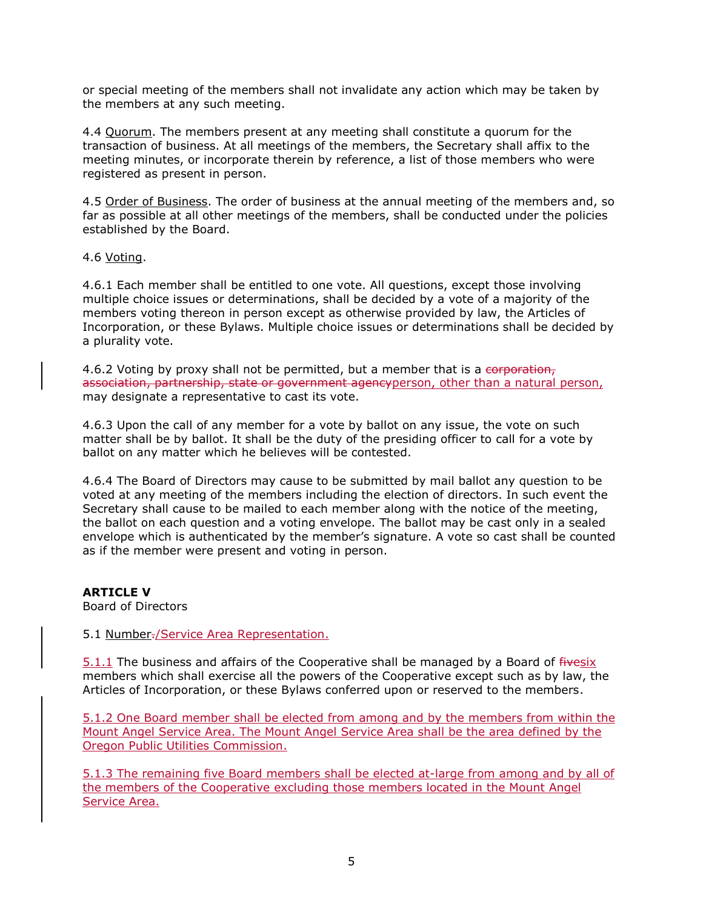or special meeting of the members shall not invalidate any action which may be taken by the members at any such meeting.

4.4 Quorum. The members present at any meeting shall constitute a quorum for the transaction of business. At all meetings of the members, the Secretary shall affix to the meeting minutes, or incorporate therein by reference, a list of those members who were registered as present in person.

4.5 Order of Business. The order of business at the annual meeting of the members and, so far as possible at all other meetings of the members, shall be conducted under the policies established by the Board.

4.6 Voting.

4.6.1 Each member shall be entitled to one vote. All questions, except those involving multiple choice issues or determinations, shall be decided by a vote of a majority of the members voting thereon in person except as otherwise provided by law, the Articles of Incorporation, or these Bylaws. Multiple choice issues or determinations shall be decided by a plurality vote.

4.6.2 Voting by proxy shall not be permitted, but a member that is a ~~corporation, association, partnership, state or government agency~~person, other than a natural person, may designate a representative to cast its vote.

4.6.3 Upon the call of any member for a vote by ballot on any issue, the vote on such matter shall be by ballot. It shall be the duty of the presiding officer to call for a vote by ballot on any matter which he believes will be contested.

4.6.4 The Board of Directors may cause to be submitted by mail ballot any question to be voted at any meeting of the members including the election of directors. In such event the Secretary shall cause to be mailed to each member along with the notice of the meeting, the ballot on each question and a voting envelope. The ballot may be cast only in a sealed envelope which is authenticated by the member's signature. A vote so cast shall be counted as if the member were present and voting in person.

**ARTICLE V**

Board of Directors

5.1 Number~~.~~/Service Area Representation.

5.1.1 The business and affairs of the Cooperative shall be managed by a Board of ~~five~~six members which shall exercise all the powers of the Cooperative except such as by law, the Articles of Incorporation, or these Bylaws conferred upon or reserved to the members.

5.1.2 One Board member shall be elected from among and by the members from within the Mount Angel Service Area. The Mount Angel Service Area shall be the area defined by the Oregon Public Utilities Commission.

5.1.3 The remaining five Board members shall be elected at-large from among and by all of the members of the Cooperative excluding those members located in the Mount Angel Service Area.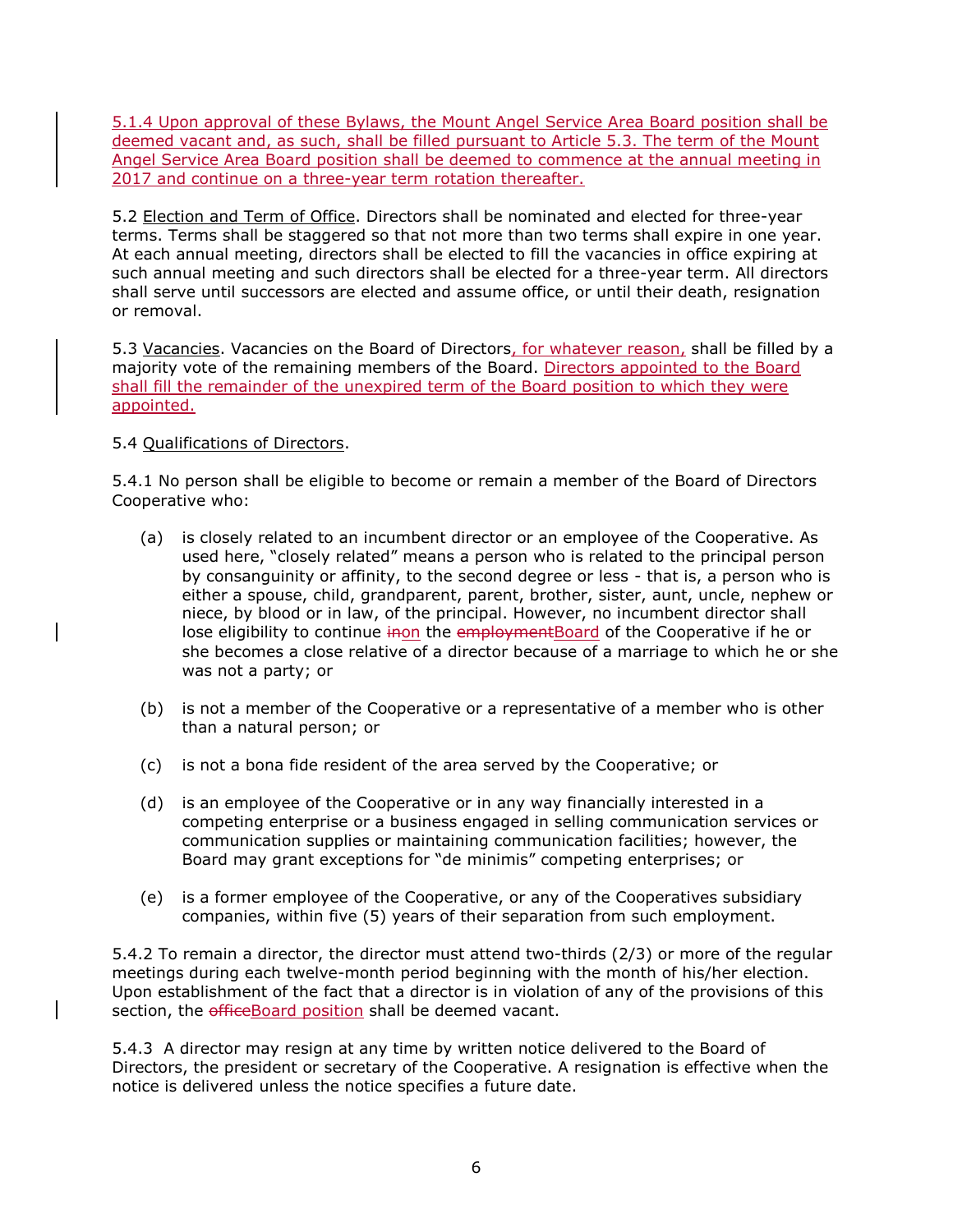5.1.4 Upon approval of these Bylaws, the Mount Angel Service Area Board position shall be deemed vacant and, as such, shall be filled pursuant to Article 5.3. The term of the Mount Angel Service Area Board position shall be deemed to commence at the annual meeting in 2017 and continue on a three-year term rotation thereafter.

5.2 Election and Term of Office. Directors shall be nominated and elected for three-year terms. Terms shall be staggered so that not more than two terms shall expire in one year. At each annual meeting, directors shall be elected to fill the vacancies in office expiring at such annual meeting and such directors shall be elected for a three-year term. All directors shall serve until successors are elected and assume office, or until their death, resignation or removal.

5.3 Vacancies. Vacancies on the Board of Directors, for whatever reason, shall be filled by a majority vote of the remaining members of the Board. Directors appointed to the Board shall fill the remainder of the unexpired term of the Board position to which they were appointed.

5.4 Qualifications of Directors.

5.4.1 No person shall be eligible to become or remain a member of the Board of Directors Cooperative who:

(a) is closely related to an incumbent director or an employee of the Cooperative. As used here, "closely related" means a person who is related to the principal person by consanguinity or affinity, to the second degree or less - that is, a person who is either a spouse, child, grandparent, parent, brother, sister, aunt, uncle, nephew or niece, by blood or in law, of the principal. However, no incumbent director shall lose eligibility to continue ~~in~~on the ~~employment~~Board of the Cooperative if he or she becomes a close relative of a director because of a marriage to which he or she was not a party; or

(b) is not a member of the Cooperative or a representative of a member who is other than a natural person; or

(c) is not a bona fide resident of the area served by the Cooperative; or

(d) is an employee of the Cooperative or in any way financially interested in a competing enterprise or a business engaged in selling communication services or communication supplies or maintaining communication facilities; however, the Board may grant exceptions for "de minimis" competing enterprises; or

(e) is a former employee of the Cooperative, or any of the Cooperatives subsidiary companies, within five (5) years of their separation from such employment.

5.4.2 To remain a director, the director must attend two-thirds (2/3) or more of the regular meetings during each twelve-month period beginning with the month of his/her election. Upon establishment of the fact that a director is in violation of any of the provisions of this section, the ~~office~~Board position shall be deemed vacant.

5.4.3 A director may resign at any time by written notice delivered to the Board of Directors, the president or secretary of the Cooperative. A resignation is effective when the notice is delivered unless the notice specifies a future date.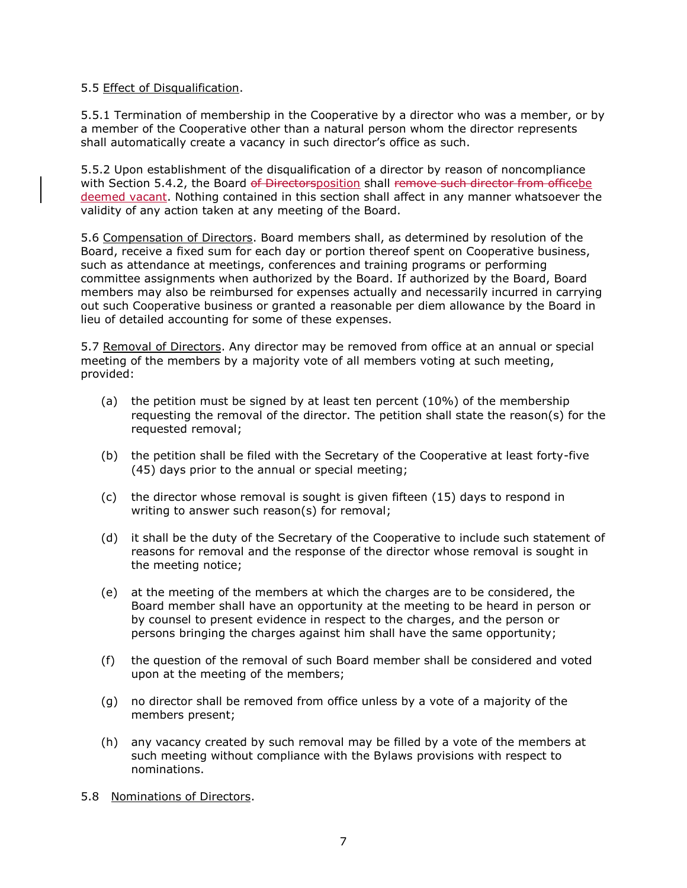5.5 Effect of Disqualification.

5.5.1 Termination of membership in the Cooperative by a director who was a member, or by a member of the Cooperative other than a natural person whom the director represents shall automatically create a vacancy in such director's office as such.

5.5.2 Upon establishment of the disqualification of a director by reason of noncompliance with Section 5.4.2, the Board ~~of Directors~~position shall ~~remove such director from office~~be deemed vacant. Nothing contained in this section shall affect in any manner whatsoever the validity of any action taken at any meeting of the Board.

5.6 Compensation of Directors. Board members shall, as determined by resolution of the Board, receive a fixed sum for each day or portion thereof spent on Cooperative business, such as attendance at meetings, conferences and training programs or performing committee assignments when authorized by the Board. If authorized by the Board, Board members may also be reimbursed for expenses actually and necessarily incurred in carrying out such Cooperative business or granted a reasonable per diem allowance by the Board in lieu of detailed accounting for some of these expenses.

5.7 Removal of Directors. Any director may be removed from office at an annual or special meeting of the members by a majority vote of all members voting at such meeting, provided:

(a) the petition must be signed by at least ten percent (10%) of the membership requesting the removal of the director. The petition shall state the reason(s) for the requested removal;

(b) the petition shall be filed with the Secretary of the Cooperative at least forty-five (45) days prior to the annual or special meeting;

(c) the director whose removal is sought is given fifteen (15) days to respond in writing to answer such reason(s) for removal;

(d) it shall be the duty of the Secretary of the Cooperative to include such statement of reasons for removal and the response of the director whose removal is sought in the meeting notice;

(e) at the meeting of the members at which the charges are to be considered, the Board member shall have an opportunity at the meeting to be heard in person or by counsel to present evidence in respect to the charges, and the person or persons bringing the charges against him shall have the same opportunity;

(f) the question of the removal of such Board member shall be considered and voted upon at the meeting of the members;

(g) no director shall be removed from office unless by a vote of a majority of the members present;

(h) any vacancy created by such removal may be filled by a vote of the members at such meeting without compliance with the Bylaws provisions with respect to nominations.

5.8 Nominations of Directors.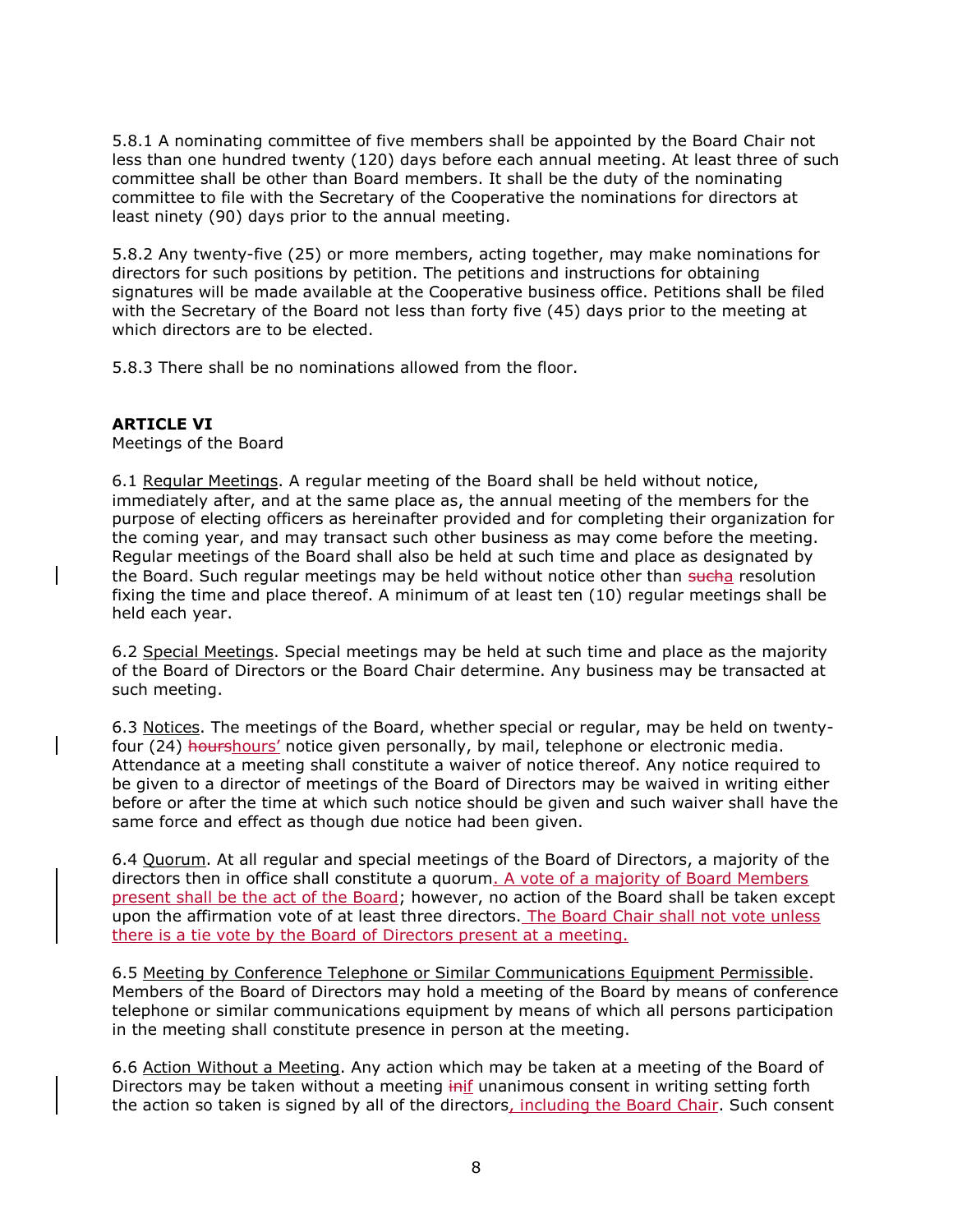5.8.1 A nominating committee of five members shall be appointed by the Board Chair not less than one hundred twenty (120) days before each annual meeting. At least three of such committee shall be other than Board members. It shall be the duty of the nominating committee to file with the Secretary of the Cooperative the nominations for directors at least ninety (90) days prior to the annual meeting.

5.8.2 Any twenty-five (25) or more members, acting together, may make nominations for directors for such positions by petition. The petitions and instructions for obtaining signatures will be made available at the Cooperative business office. Petitions shall be filed with the Secretary of the Board not less than forty five (45) days prior to the meeting at which directors are to be elected.

5.8.3 There shall be no nominations allowed from the floor.

**ARTICLE VI**

Meetings of the Board

6.1 Regular Meetings. A regular meeting of the Board shall be held without notice, immediately after, and at the same place as, the annual meeting of the members for the purpose of electing officers as hereinafter provided and for completing their organization for the coming year, and may transact such other business as may come before the meeting. Regular meetings of the Board shall also be held at such time and place as designated by the Board. Such regular meetings may be held without notice other than ~~such~~a resolution fixing the time and place thereof. A minimum of at least ten (10) regular meetings shall be held each year.

6.2 Special Meetings. Special meetings may be held at such time and place as the majority of the Board of Directors or the Board Chair determine. Any business may be transacted at such meeting.

6.3 Notices. The meetings of the Board, whether special or regular, may be held on twenty-four (24) ~~hours~~hours' notice given personally, by mail, telephone or electronic media. Attendance at a meeting shall constitute a waiver of notice thereof. Any notice required to be given to a director of meetings of the Board of Directors may be waived in writing either before or after the time at which such notice should be given and such waiver shall have the same force and effect as though due notice had been given.

6.4 Quorum. At all regular and special meetings of the Board of Directors, a majority of the directors then in office shall constitute a quorum. A vote of a majority of Board Members present shall be the act of the Board; however, no action of the Board shall be taken except upon the affirmation vote of at least three directors. The Board Chair shall not vote unless there is a tie vote by the Board of Directors present at a meeting.

6.5 Meeting by Conference Telephone or Similar Communications Equipment Permissible. Members of the Board of Directors may hold a meeting of the Board by means of conference telephone or similar communications equipment by means of which all persons participation in the meeting shall constitute presence in person at the meeting.

6.6 Action Without a Meeting. Any action which may be taken at a meeting of the Board of Directors may be taken without a meeting ~~in~~if unanimous consent in writing setting forth the action so taken is signed by all of the directors, including the Board Chair. Such consent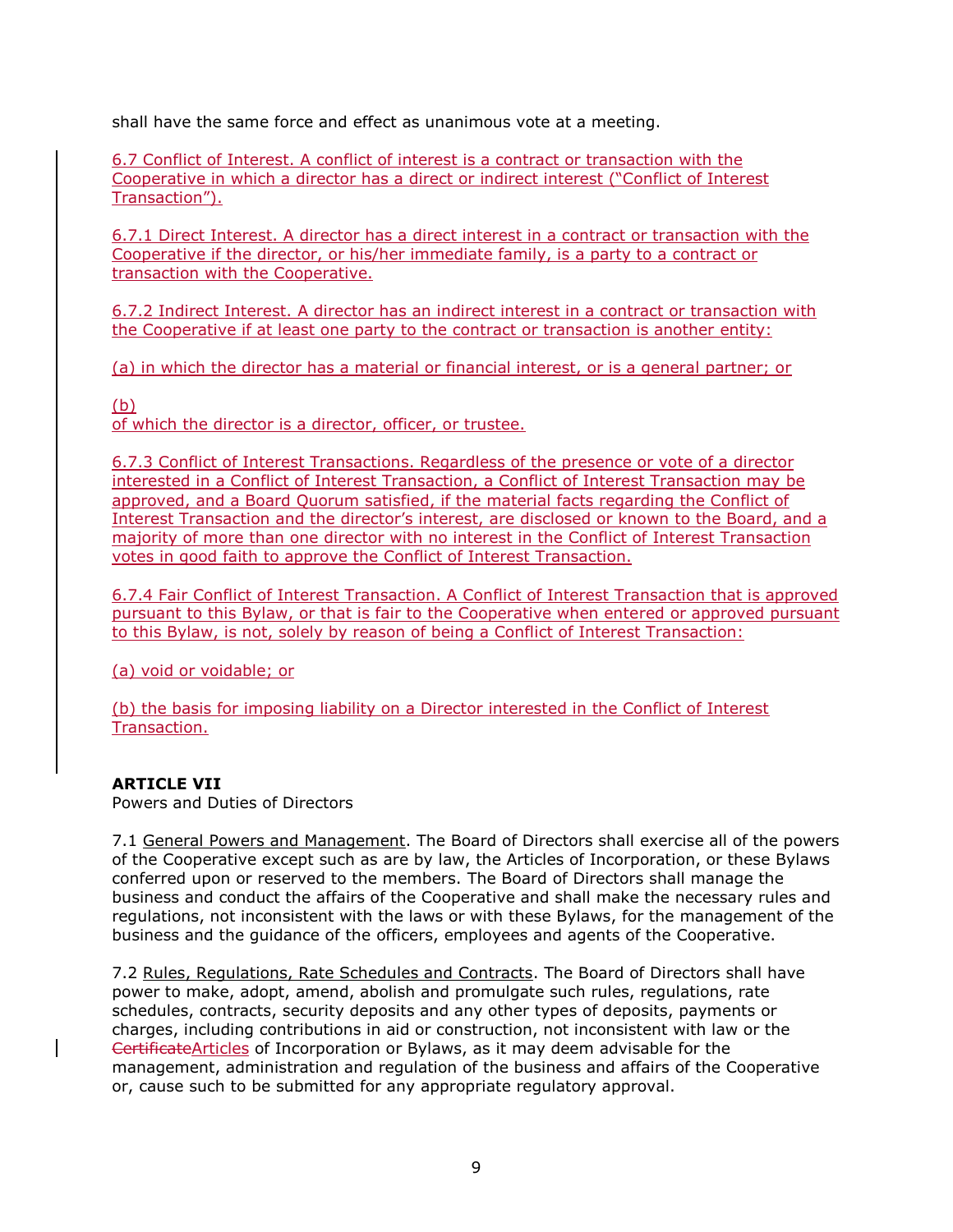shall have the same force and effect as unanimous vote at a meeting.

6.7 Conflict of Interest. A conflict of interest is a contract or transaction with the Cooperative in which a director has a direct or indirect interest ("Conflict of Interest Transaction").

6.7.1 Direct Interest. A director has a direct interest in a contract or transaction with the Cooperative if the director, or his/her immediate family, is a party to a contract or transaction with the Cooperative.

6.7.2 Indirect Interest. A director has an indirect interest in a contract or transaction with the Cooperative if at least one party to the contract or transaction is another entity:

(a) in which the director has a material or financial interest, or is a general partner; or

(b)
of which the director is a director, officer, or trustee.

6.7.3 Conflict of Interest Transactions. Regardless of the presence or vote of a director interested in a Conflict of Interest Transaction, a Conflict of Interest Transaction may be approved, and a Board Quorum satisfied, if the material facts regarding the Conflict of Interest Transaction and the director's interest, are disclosed or known to the Board, and a majority of more than one director with no interest in the Conflict of Interest Transaction votes in good faith to approve the Conflict of Interest Transaction.

6.7.4 Fair Conflict of Interest Transaction. A Conflict of Interest Transaction that is approved pursuant to this Bylaw, or that is fair to the Cooperative when entered or approved pursuant to this Bylaw, is not, solely by reason of being a Conflict of Interest Transaction:

(a) void or voidable; or

(b) the basis for imposing liability on a Director interested in the Conflict of Interest Transaction.

**ARTICLE VII**
Powers and Duties of Directors

7.1 General Powers and Management. The Board of Directors shall exercise all of the powers of the Cooperative except such as are by law, the Articles of Incorporation, or these Bylaws conferred upon or reserved to the members. The Board of Directors shall manage the business and conduct the affairs of the Cooperative and shall make the necessary rules and regulations, not inconsistent with the laws or with these Bylaws, for the management of the business and the guidance of the officers, employees and agents of the Cooperative.

7.2 Rules, Regulations, Rate Schedules and Contracts. The Board of Directors shall have power to make, adopt, amend, abolish and promulgate such rules, regulations, rate schedules, contracts, security deposits and any other types of deposits, payments or charges, including contributions in aid or construction, not inconsistent with law or the ~~Certificate~~Articles of Incorporation or Bylaws, as it may deem advisable for the management, administration and regulation of the business and affairs of the Cooperative or, cause such to be submitted for any appropriate regulatory approval.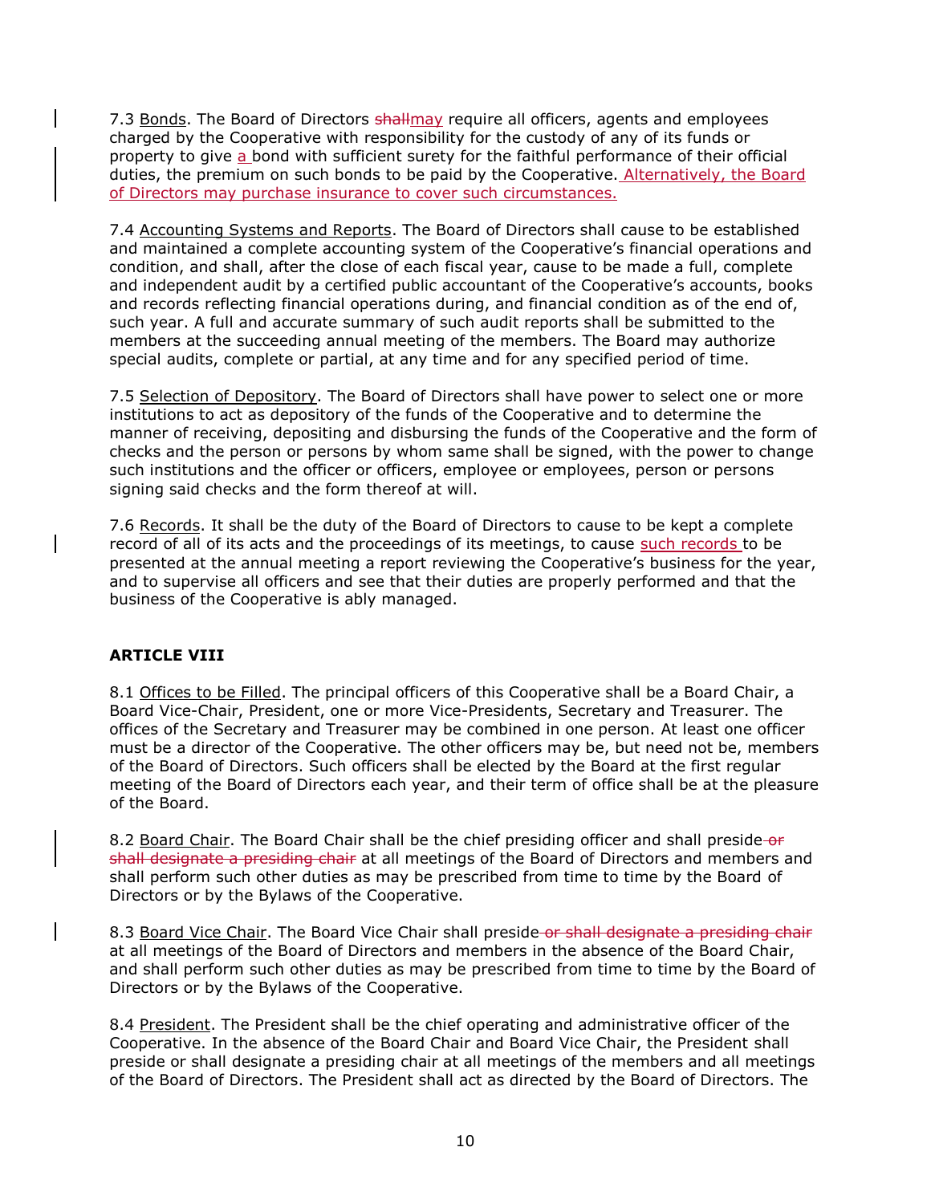7.3 Bonds. The Board of Directors ~~shall~~may require all officers, agents and employees charged by the Cooperative with responsibility for the custody of any of its funds or property to give a bond with sufficient surety for the faithful performance of their official duties, the premium on such bonds to be paid by the Cooperative. Alternatively, the Board of Directors may purchase insurance to cover such circumstances.

7.4 Accounting Systems and Reports. The Board of Directors shall cause to be established and maintained a complete accounting system of the Cooperative's financial operations and condition, and shall, after the close of each fiscal year, cause to be made a full, complete and independent audit by a certified public accountant of the Cooperative's accounts, books and records reflecting financial operations during, and financial condition as of the end of, such year. A full and accurate summary of such audit reports shall be submitted to the members at the succeeding annual meeting of the members. The Board may authorize special audits, complete or partial, at any time and for any specified period of time.

7.5 Selection of Depository. The Board of Directors shall have power to select one or more institutions to act as depository of the funds of the Cooperative and to determine the manner of receiving, depositing and disbursing the funds of the Cooperative and the form of checks and the person or persons by whom same shall be signed, with the power to change such institutions and the officer or officers, employee or employees, person or persons signing said checks and the form thereof at will.

7.6 Records. It shall be the duty of the Board of Directors to cause to be kept a complete record of all of its acts and the proceedings of its meetings, to cause such records to be presented at the annual meeting a report reviewing the Cooperative's business for the year, and to supervise all officers and see that their duties are properly performed and that the business of the Cooperative is ably managed.

**ARTICLE VIII**

8.1 Offices to be Filled. The principal officers of this Cooperative shall be a Board Chair, a Board Vice-Chair, President, one or more Vice-Presidents, Secretary and Treasurer. The offices of the Secretary and Treasurer may be combined in one person. At least one officer must be a director of the Cooperative. The other officers may be, but need not be, members of the Board of Directors. Such officers shall be elected by the Board at the first regular meeting of the Board of Directors each year, and their term of office shall be at the pleasure of the Board.

8.2 Board Chair. The Board Chair shall be the chief presiding officer and shall preside ~~or shall designate a presiding chair~~ at all meetings of the Board of Directors and members and shall perform such other duties as may be prescribed from time to time by the Board of Directors or by the Bylaws of the Cooperative.

8.3 Board Vice Chair. The Board Vice Chair shall preside ~~or shall designate a presiding chair~~ at all meetings of the Board of Directors and members in the absence of the Board Chair, and shall perform such other duties as may be prescribed from time to time by the Board of Directors or by the Bylaws of the Cooperative.

8.4 President. The President shall be the chief operating and administrative officer of the Cooperative. In the absence of the Board Chair and Board Vice Chair, the President shall preside or shall designate a presiding chair at all meetings of the members and all meetings of the Board of Directors. The President shall act as directed by the Board of Directors. The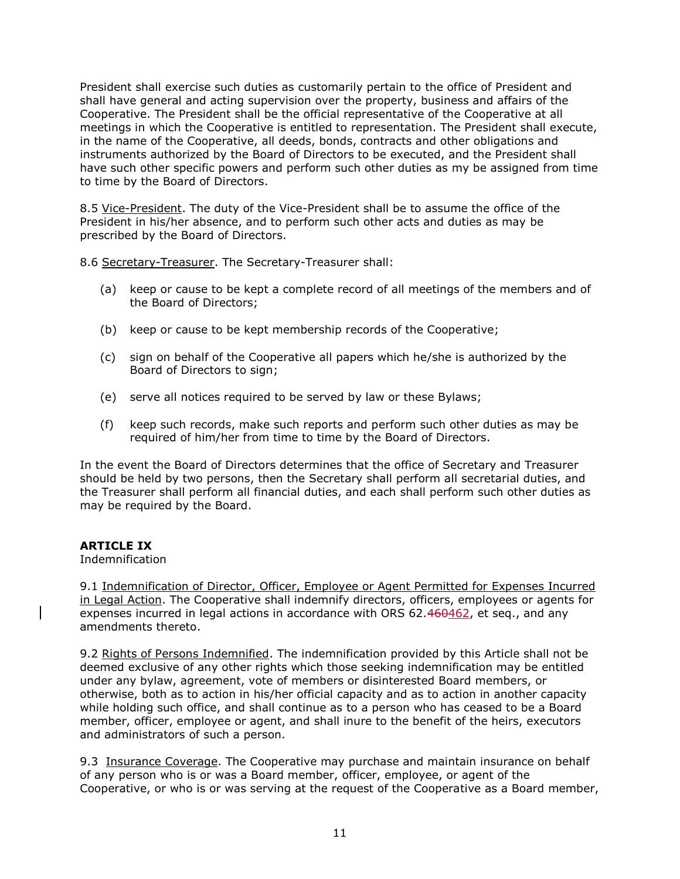President shall exercise such duties as customarily pertain to the office of President and shall have general and acting supervision over the property, business and affairs of the Cooperative. The President shall be the official representative of the Cooperative at all meetings in which the Cooperative is entitled to representation. The President shall execute, in the name of the Cooperative, all deeds, bonds, contracts and other obligations and instruments authorized by the Board of Directors to be executed, and the President shall have such other specific powers and perform such other duties as my be assigned from time to time by the Board of Directors.

8.5 Vice-President. The duty of the Vice-President shall be to assume the office of the President in his/her absence, and to perform such other acts and duties as may be prescribed by the Board of Directors.

8.6 Secretary-Treasurer. The Secretary-Treasurer shall:

(a) keep or cause to be kept a complete record of all meetings of the members and of the Board of Directors;

(b) keep or cause to be kept membership records of the Cooperative;

(c) sign on behalf of the Cooperative all papers which he/she is authorized by the Board of Directors to sign;

(e) serve all notices required to be served by law or these Bylaws;

(f) keep such records, make such reports and perform such other duties as may be required of him/her from time to time by the Board of Directors.

In the event the Board of Directors determines that the office of Secretary and Treasurer should be held by two persons, then the Secretary shall perform all secretarial duties, and the Treasurer shall perform all financial duties, and each shall perform such other duties as may be required by the Board.

**ARTICLE IX**
Indemnification

9.1 Indemnification of Director, Officer, Employee or Agent Permitted for Expenses Incurred in Legal Action. The Cooperative shall indemnify directors, officers, employees or agents for expenses incurred in legal actions in accordance with ORS 62.~~460~~462, et seq., and any amendments thereto.

9.2 Rights of Persons Indemnified. The indemnification provided by this Article shall not be deemed exclusive of any other rights which those seeking indemnification may be entitled under any bylaw, agreement, vote of members or disinterested Board members, or otherwise, both as to action in his/her official capacity and as to action in another capacity while holding such office, and shall continue as to a person who has ceased to be a Board member, officer, employee or agent, and shall inure to the benefit of the heirs, executors and administrators of such a person.

9.3 Insurance Coverage. The Cooperative may purchase and maintain insurance on behalf of any person who is or was a Board member, officer, employee, or agent of the Cooperative, or who is or was serving at the request of the Cooperative as a Board member,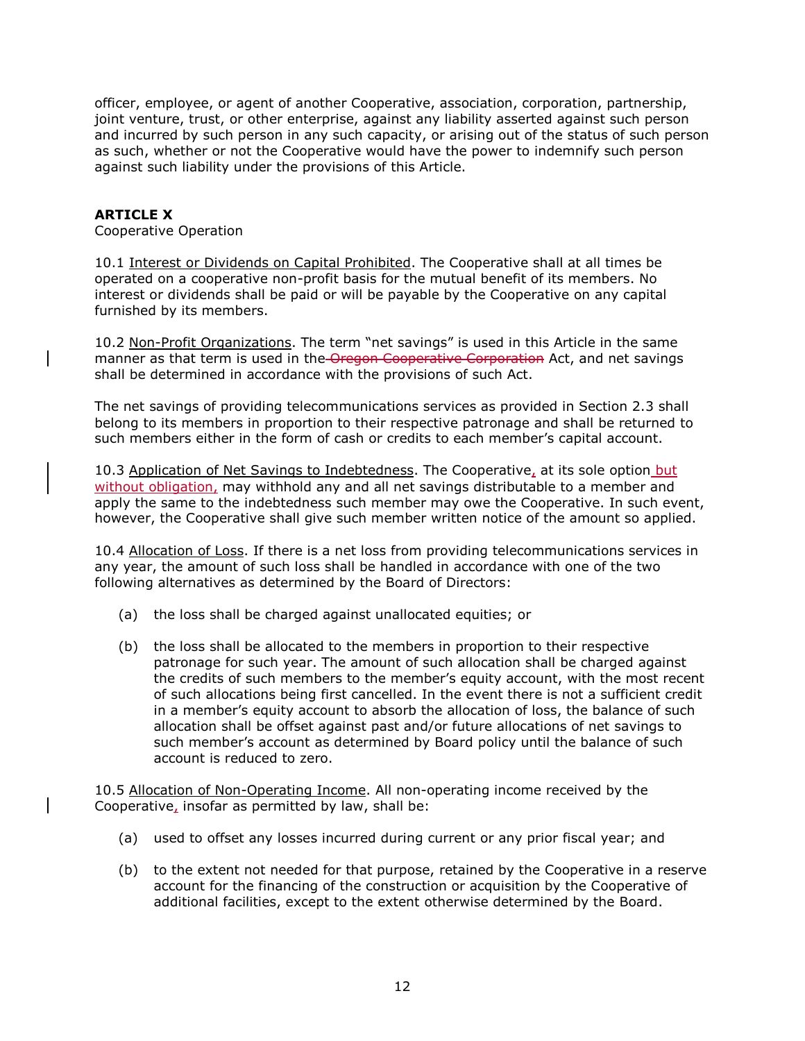officer, employee, or agent of another Cooperative, association, corporation, partnership, joint venture, trust, or other enterprise, against any liability asserted against such person and incurred by such person in any such capacity, or arising out of the status of such person as such, whether or not the Cooperative would have the power to indemnify such person against such liability under the provisions of this Article.

**ARTICLE X**
Cooperative Operation

10.1 Interest or Dividends on Capital Prohibited. The Cooperative shall at all times be operated on a cooperative non-profit basis for the mutual benefit of its members. No interest or dividends shall be paid or will be payable by the Cooperative on any capital furnished by its members.

10.2 Non-Profit Organizations. The term "net savings" is used in this Article in the same manner as that term is used in the ~~Oregon Cooperative Corporation~~ Act, and net savings shall be determined in accordance with the provisions of such Act.

The net savings of providing telecommunications services as provided in Section 2.3 shall belong to its members in proportion to their respective patronage and shall be returned to such members either in the form of cash or credits to each member's capital account.

10.3 Application of Net Savings to Indebtedness. The Cooperative, at its sole option but without obligation, may withhold any and all net savings distributable to a member and apply the same to the indebtedness such member may owe the Cooperative. In such event, however, the Cooperative shall give such member written notice of the amount so applied.

10.4 Allocation of Loss. If there is a net loss from providing telecommunications services in any year, the amount of such loss shall be handled in accordance with one of the two following alternatives as determined by the Board of Directors:

(a) the loss shall be charged against unallocated equities; or

(b) the loss shall be allocated to the members in proportion to their respective patronage for such year. The amount of such allocation shall be charged against the credits of such members to the member's equity account, with the most recent of such allocations being first cancelled. In the event there is not a sufficient credit in a member's equity account to absorb the allocation of loss, the balance of such allocation shall be offset against past and/or future allocations of net savings to such member's account as determined by Board policy until the balance of such account is reduced to zero.

10.5 Allocation of Non-Operating Income. All non-operating income received by the Cooperative, insofar as permitted by law, shall be:

(a) used to offset any losses incurred during current or any prior fiscal year; and

(b) to the extent not needed for that purpose, retained by the Cooperative in a reserve account for the financing of the construction or acquisition by the Cooperative of additional facilities, except to the extent otherwise determined by the Board.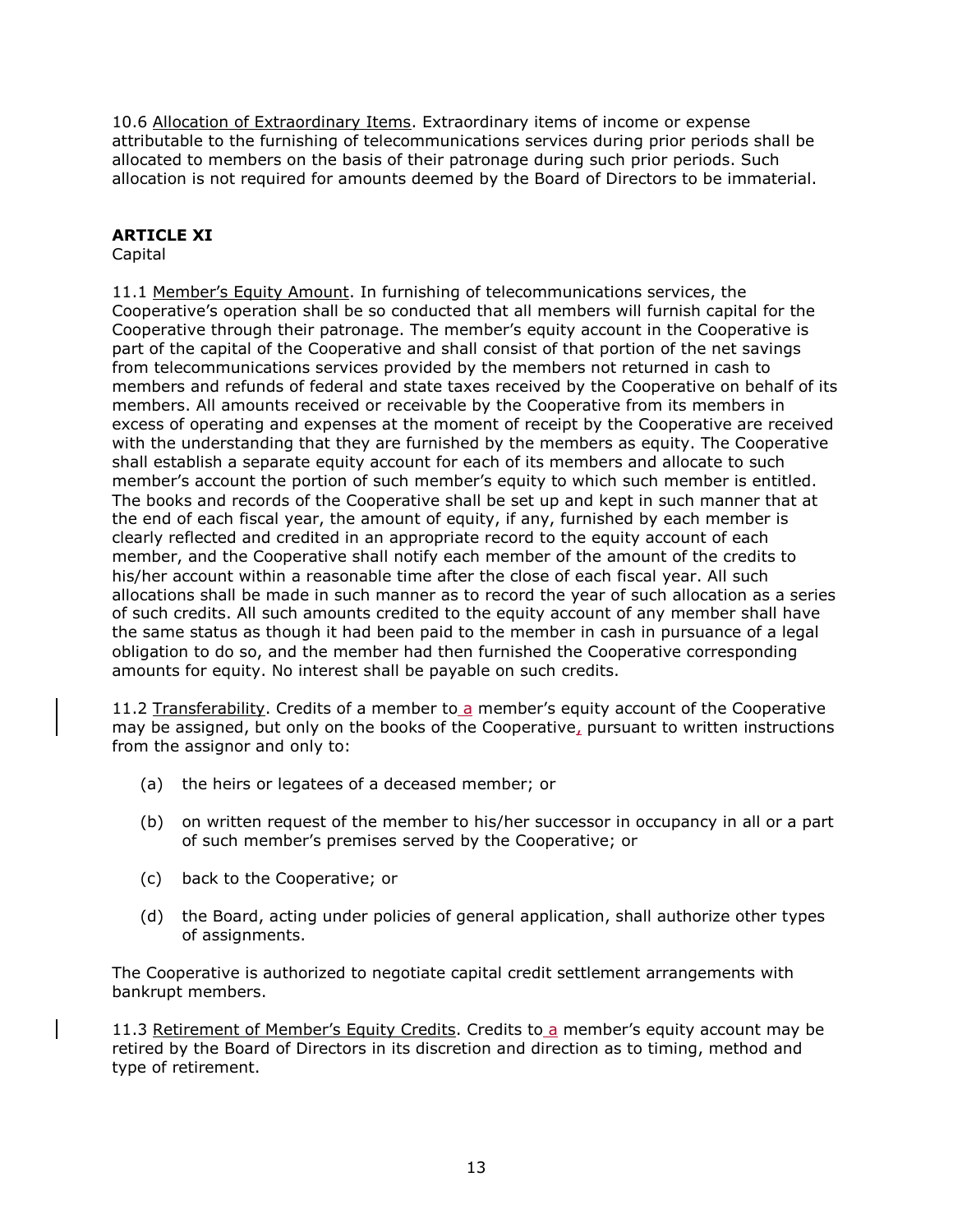10.6 Allocation of Extraordinary Items. Extraordinary items of income or expense attributable to the furnishing of telecommunications services during prior periods shall be allocated to members on the basis of their patronage during such prior periods. Such allocation is not required for amounts deemed by the Board of Directors to be immaterial.

**ARTICLE XI**
Capital

11.1 Member's Equity Amount. In furnishing of telecommunications services, the Cooperative's operation shall be so conducted that all members will furnish capital for the Cooperative through their patronage. The member's equity account in the Cooperative is part of the capital of the Cooperative and shall consist of that portion of the net savings from telecommunications services provided by the members not returned in cash to members and refunds of federal and state taxes received by the Cooperative on behalf of its members. All amounts received or receivable by the Cooperative from its members in excess of operating and expenses at the moment of receipt by the Cooperative are received with the understanding that they are furnished by the members as equity. The Cooperative shall establish a separate equity account for each of its members and allocate to such member's account the portion of such member's equity to which such member is entitled. The books and records of the Cooperative shall be set up and kept in such manner that at the end of each fiscal year, the amount of equity, if any, furnished by each member is clearly reflected and credited in an appropriate record to the equity account of each member, and the Cooperative shall notify each member of the amount of the credits to his/her account within a reasonable time after the close of each fiscal year. All such allocations shall be made in such manner as to record the year of such allocation as a series of such credits. All such amounts credited to the equity account of any member shall have the same status as though it had been paid to the member in cash in pursuance of a legal obligation to do so, and the member had then furnished the Cooperative corresponding amounts for equity. No interest shall be payable on such credits.

11.2 Transferability. Credits of a member to a member's equity account of the Cooperative may be assigned, but only on the books of the Cooperative, pursuant to written instructions from the assignor and only to:

(a) the heirs or legatees of a deceased member; or

(b) on written request of the member to his/her successor in occupancy in all or a part of such member's premises served by the Cooperative; or

(c) back to the Cooperative; or

(d) the Board, acting under policies of general application, shall authorize other types of assignments.

The Cooperative is authorized to negotiate capital credit settlement arrangements with bankrupt members.

11.3 Retirement of Member's Equity Credits. Credits to a member's equity account may be retired by the Board of Directors in its discretion and direction as to timing, method and type of retirement.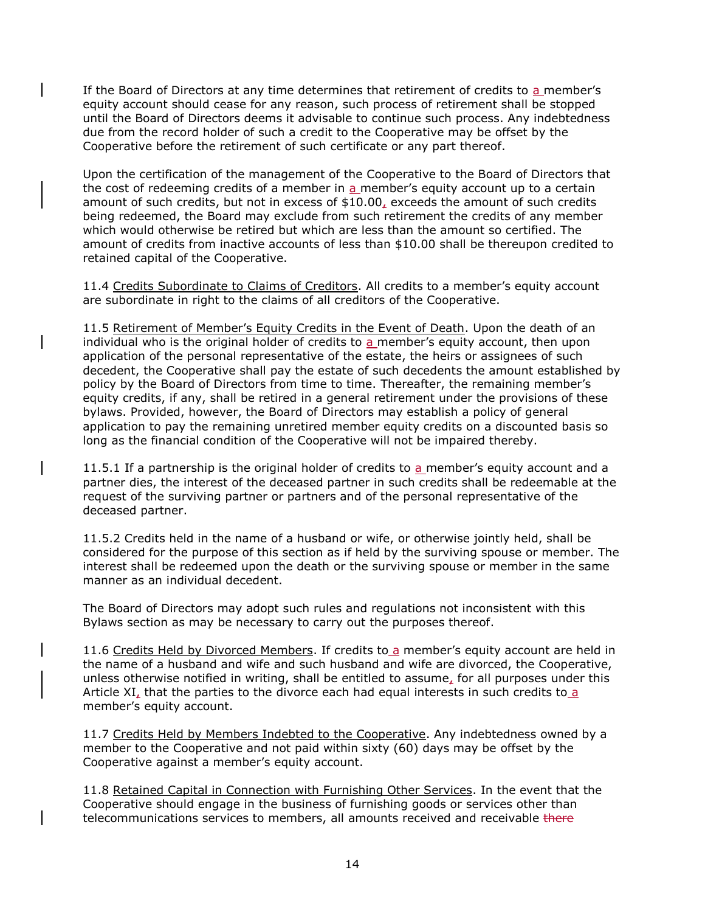If the Board of Directors at any time determines that retirement of credits to a member's equity account should cease for any reason, such process of retirement shall be stopped until the Board of Directors deems it advisable to continue such process. Any indebtedness due from the record holder of such a credit to the Cooperative may be offset by the Cooperative before the retirement of such certificate or any part thereof.

Upon the certification of the management of the Cooperative to the Board of Directors that the cost of redeeming credits of a member in a member's equity account up to a certain amount of such credits, but not in excess of $10.00, exceeds the amount of such credits being redeemed, the Board may exclude from such retirement the credits of any member which would otherwise be retired but which are less than the amount so certified. The amount of credits from inactive accounts of less than $10.00 shall be thereupon credited to retained capital of the Cooperative.

11.4 Credits Subordinate to Claims of Creditors. All credits to a member's equity account are subordinate in right to the claims of all creditors of the Cooperative.

11.5 Retirement of Member's Equity Credits in the Event of Death. Upon the death of an individual who is the original holder of credits to a member's equity account, then upon application of the personal representative of the estate, the heirs or assignees of such decedent, the Cooperative shall pay the estate of such decedents the amount established by policy by the Board of Directors from time to time. Thereafter, the remaining member's equity credits, if any, shall be retired in a general retirement under the provisions of these bylaws. Provided, however, the Board of Directors may establish a policy of general application to pay the remaining unretired member equity credits on a discounted basis so long as the financial condition of the Cooperative will not be impaired thereby.

11.5.1 If a partnership is the original holder of credits to a member's equity account and a partner dies, the interest of the deceased partner in such credits shall be redeemable at the request of the surviving partner or partners and of the personal representative of the deceased partner.

11.5.2 Credits held in the name of a husband or wife, or otherwise jointly held, shall be considered for the purpose of this section as if held by the surviving spouse or member. The interest shall be redeemed upon the death or the surviving spouse or member in the same manner as an individual decedent.

The Board of Directors may adopt such rules and regulations not inconsistent with this Bylaws section as may be necessary to carry out the purposes thereof.

11.6 Credits Held by Divorced Members. If credits to a member's equity account are held in the name of a husband and wife and such husband and wife are divorced, the Cooperative, unless otherwise notified in writing, shall be entitled to assume, for all purposes under this Article XI, that the parties to the divorce each had equal interests in such credits to a member's equity account.

11.7 Credits Held by Members Indebted to the Cooperative. Any indebtedness owned by a member to the Cooperative and not paid within sixty (60) days may be offset by the Cooperative against a member's equity account.

11.8 Retained Capital in Connection with Furnishing Other Services. In the event that the Cooperative should engage in the business of furnishing goods or services other than telecommunications services to members, all amounts received and receivable ~~there~~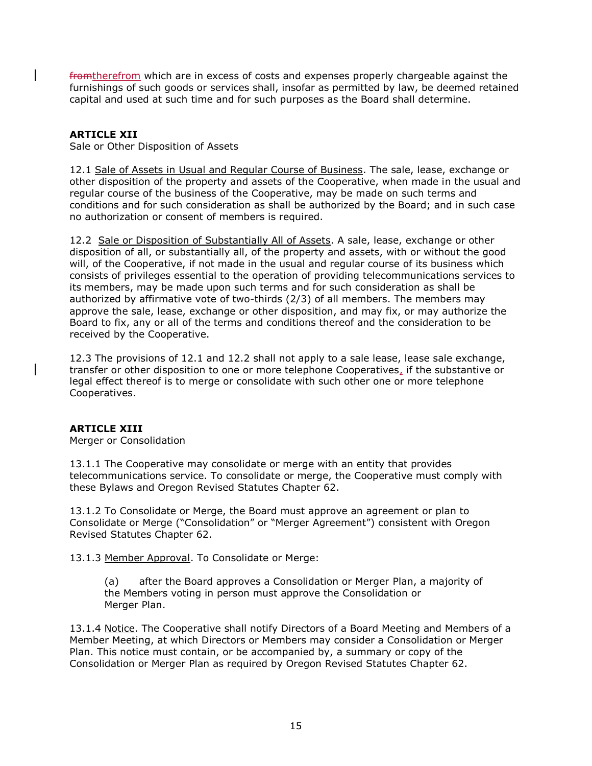~~from~~therefrom which are in excess of costs and expenses properly chargeable against the furnishings of such goods or services shall, insofar as permitted by law, be deemed retained capital and used at such time and for such purposes as the Board shall determine.

**ARTICLE XII**
Sale or Other Disposition of Assets

12.1 Sale of Assets in Usual and Regular Course of Business. The sale, lease, exchange or other disposition of the property and assets of the Cooperative, when made in the usual and regular course of the business of the Cooperative, may be made on such terms and conditions and for such consideration as shall be authorized by the Board; and in such case no authorization or consent of members is required.

12.2 Sale or Disposition of Substantially All of Assets. A sale, lease, exchange or other disposition of all, or substantially all, of the property and assets, with or without the good will, of the Cooperative, if not made in the usual and regular course of its business which consists of privileges essential to the operation of providing telecommunications services to its members, may be made upon such terms and for such consideration as shall be authorized by affirmative vote of two-thirds (2/3) of all members. The members may approve the sale, lease, exchange or other disposition, and may fix, or may authorize the Board to fix, any or all of the terms and conditions thereof and the consideration to be received by the Cooperative.

12.3 The provisions of 12.1 and 12.2 shall not apply to a sale lease, lease sale exchange, transfer or other disposition to one or more telephone Cooperatives, if the substantive or legal effect thereof is to merge or consolidate with such other one or more telephone Cooperatives.

**ARTICLE XIII**
Merger or Consolidation

13.1.1 The Cooperative may consolidate or merge with an entity that provides telecommunications service. To consolidate or merge, the Cooperative must comply with these Bylaws and Oregon Revised Statutes Chapter 62.

13.1.2 To Consolidate or Merge, the Board must approve an agreement or plan to Consolidate or Merge ("Consolidation" or "Merger Agreement") consistent with Oregon Revised Statutes Chapter 62.

13.1.3 Member Approval. To Consolidate or Merge:

(a) after the Board approves a Consolidation or Merger Plan, a majority of the Members voting in person must approve the Consolidation or Merger Plan.

13.1.4 Notice. The Cooperative shall notify Directors of a Board Meeting and Members of a Member Meeting, at which Directors or Members may consider a Consolidation or Merger Plan. This notice must contain, or be accompanied by, a summary or copy of the Consolidation or Merger Plan as required by Oregon Revised Statutes Chapter 62.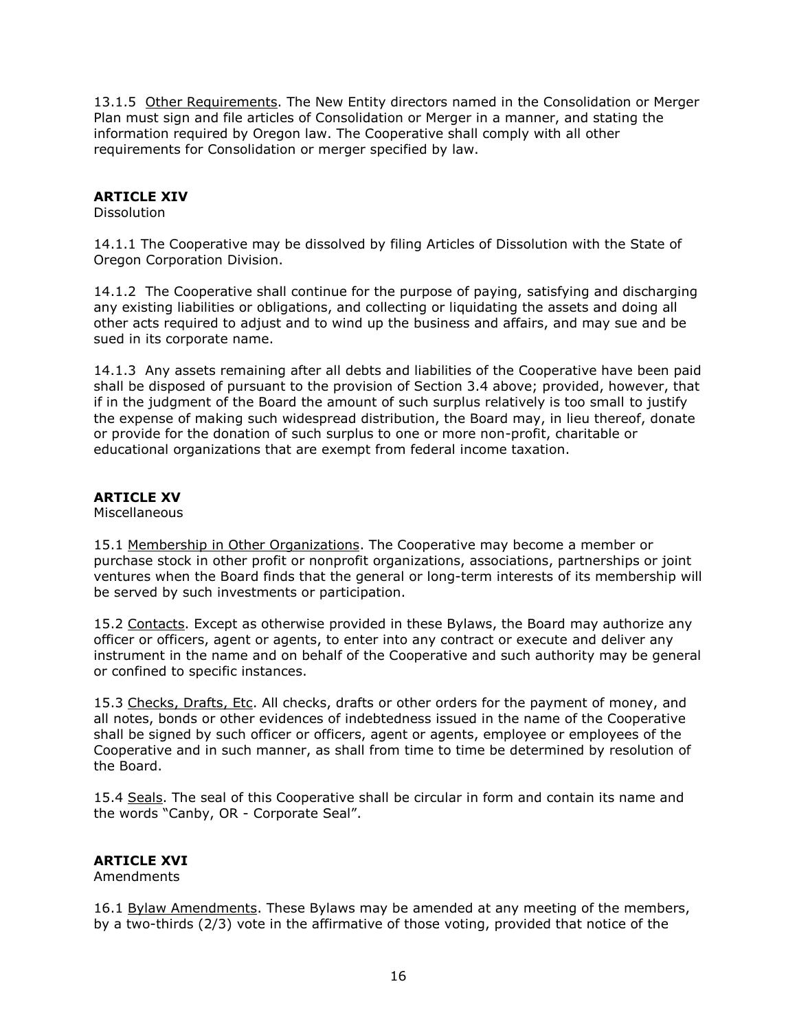13.1.5 Other Requirements. The New Entity directors named in the Consolidation or Merger Plan must sign and file articles of Consolidation or Merger in a manner, and stating the information required by Oregon law. The Cooperative shall comply with all other requirements for Consolidation or merger specified by law.

## ARTICLE XIV

Dissolution

14.1.1 The Cooperative may be dissolved by filing Articles of Dissolution with the State of Oregon Corporation Division.

14.1.2 The Cooperative shall continue for the purpose of paying, satisfying and discharging any existing liabilities or obligations, and collecting or liquidating the assets and doing all other acts required to adjust and to wind up the business and affairs, and may sue and be sued in its corporate name.

14.1.3 Any assets remaining after all debts and liabilities of the Cooperative have been paid shall be disposed of pursuant to the provision of Section 3.4 above; provided, however, that if in the judgment of the Board the amount of such surplus relatively is too small to justify the expense of making such widespread distribution, the Board may, in lieu thereof, donate or provide for the donation of such surplus to one or more non-profit, charitable or educational organizations that are exempt from federal income taxation.

## ARTICLE XV

Miscellaneous

15.1 Membership in Other Organizations. The Cooperative may become a member or purchase stock in other profit or nonprofit organizations, associations, partnerships or joint ventures when the Board finds that the general or long-term interests of its membership will be served by such investments or participation.

15.2 Contacts. Except as otherwise provided in these Bylaws, the Board may authorize any officer or officers, agent or agents, to enter into any contract or execute and deliver any instrument in the name and on behalf of the Cooperative and such authority may be general or confined to specific instances.

15.3 Checks, Drafts, Etc. All checks, drafts or other orders for the payment of money, and all notes, bonds or other evidences of indebtedness issued in the name of the Cooperative shall be signed by such officer or officers, agent or agents, employee or employees of the Cooperative and in such manner, as shall from time to time be determined by resolution of the Board.

15.4 Seals. The seal of this Cooperative shall be circular in form and contain its name and the words "Canby, OR - Corporate Seal".

## ARTICLE XVI

Amendments

16.1 Bylaw Amendments. These Bylaws may be amended at any meeting of the members, by a two-thirds (2/3) vote in the affirmative of those voting, provided that notice of the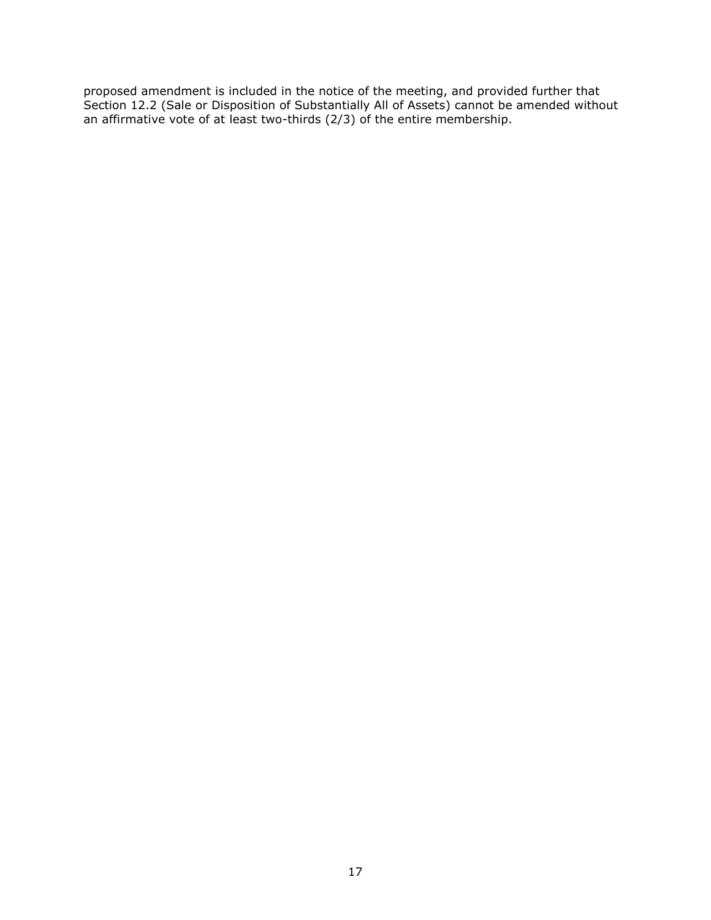proposed amendment is included in the notice of the meeting, and provided further that Section 12.2 (Sale or Disposition of Substantially All of Assets) cannot be amended without an affirmative vote of at least two-thirds (2/3) of the entire membership.